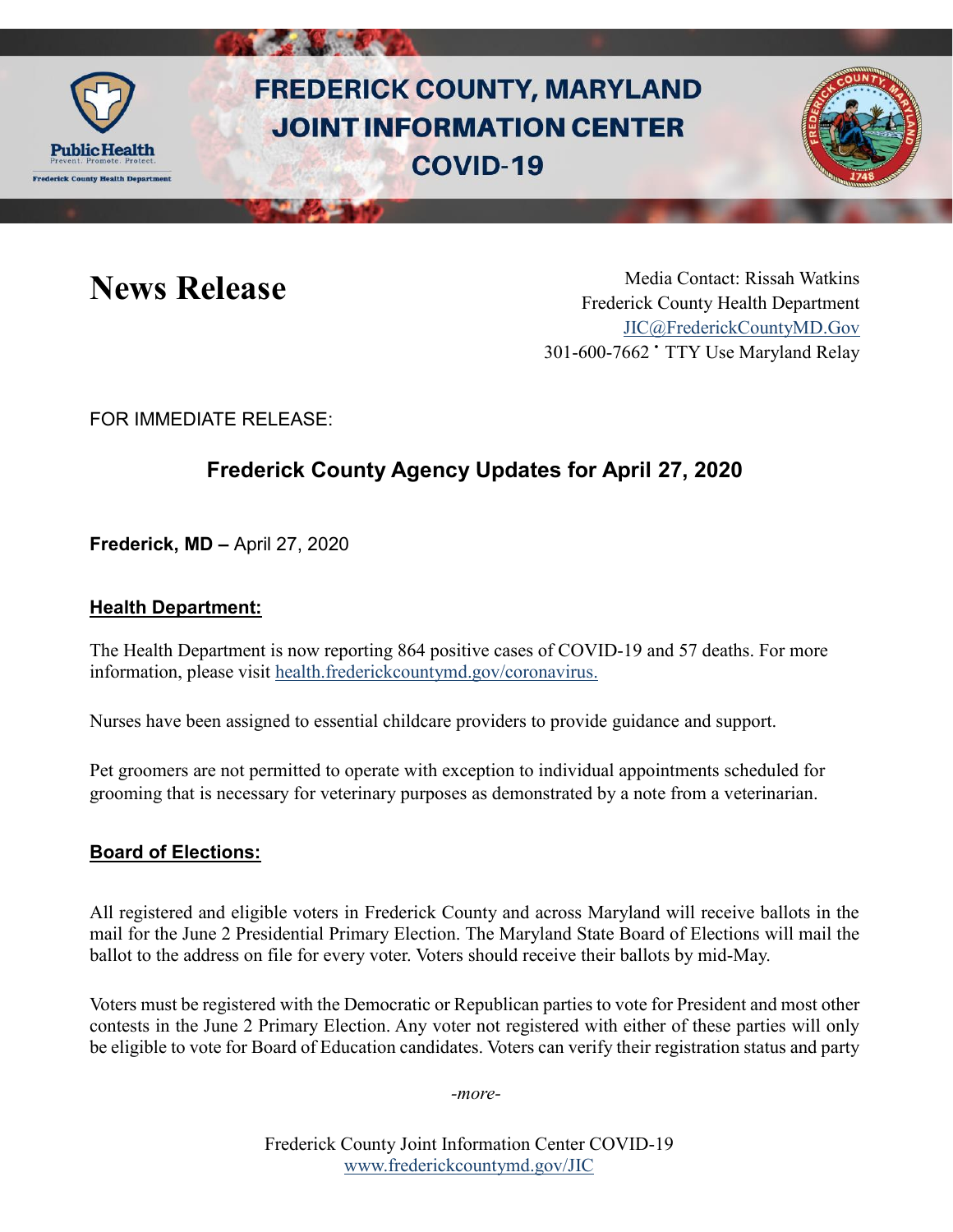# FREDERICK COUNTY, MARYLAND JOINT INFORMATION CENTER COVID-19

Public Health
Prevent. Promote. Protect.
Frederick County Health Department

## News Release

Media Contact: Rissah Watkins
Frederick County Health Department
JIC@FrederickCountyMD.Gov
301-600-7662 • TTY Use Maryland Relay

FOR IMMEDIATE RELEASE:

### Frederick County Agency Updates for April 27, 2020

**Frederick, MD –** April 27, 2020

**Health Department:**

The Health Department is now reporting 864 positive cases of COVID-19 and 57 deaths. For more information, please visit health.frederickcountymd.gov/coronavirus.

Nurses have been assigned to essential childcare providers to provide guidance and support.

Pet groomers are not permitted to operate with exception to individual appointments scheduled for grooming that is necessary for veterinary purposes as demonstrated by a note from a veterinarian.

**Board of Elections:**

All registered and eligible voters in Frederick County and across Maryland will receive ballots in the mail for the June 2 Presidential Primary Election. The Maryland State Board of Elections will mail the ballot to the address on file for every voter. Voters should receive their ballots by mid-May.

Voters must be registered with the Democratic or Republican parties to vote for President and most other contests in the June 2 Primary Election. Any voter not registered with either of these parties will only be eligible to vote for Board of Education candidates. Voters can verify their registration status and party

*-more-*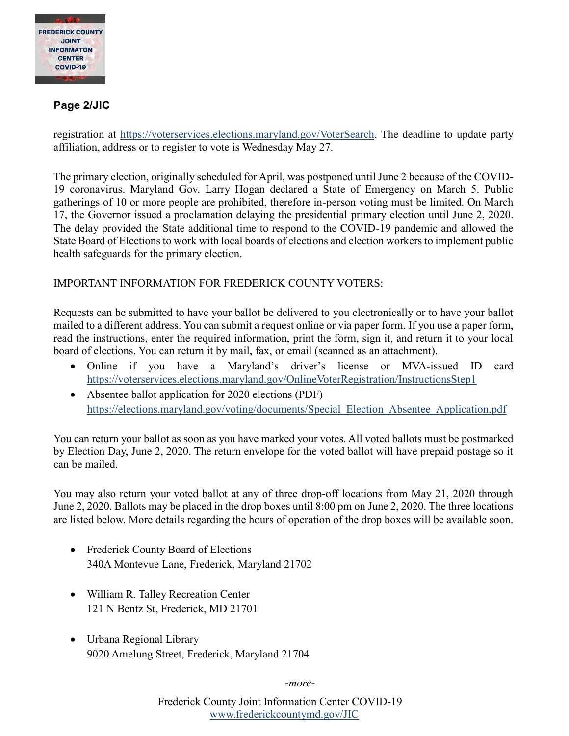registration at https://voterservices.elections.maryland.gov/VoterSearch. The deadline to update party affiliation, address or to register to vote is Wednesday May 27.

The primary election, originally scheduled for April, was postponed until June 2 because of the COVID-19 coronavirus. Maryland Gov. Larry Hogan declared a State of Emergency on March 5. Public gatherings of 10 or more people are prohibited, therefore in-person voting must be limited. On March 17, the Governor issued a proclamation delaying the presidential primary election until June 2, 2020. The delay provided the State additional time to respond to the COVID-19 pandemic and allowed the State Board of Elections to work with local boards of elections and election workers to implement public health safeguards for the primary election.

IMPORTANT INFORMATION FOR FREDERICK COUNTY VOTERS:

Requests can be submitted to have your ballot be delivered to you electronically or to have your ballot mailed to a different address. You can submit a request online or via paper form. If you use a paper form, read the instructions, enter the required information, print the form, sign it, and return it to your local board of elections. You can return it by mail, fax, or email (scanned as an attachment).

- Online if you have a Maryland's driver's license or MVA-issued ID card https://voterservices.elections.maryland.gov/OnlineVoterRegistration/InstructionsStep1
- Absentee ballot application for 2020 elections (PDF) https://elections.maryland.gov/voting/documents/Special_Election_Absentee_Application.pdf

You can return your ballot as soon as you have marked your votes. All voted ballots must be postmarked by Election Day, June 2, 2020. The return envelope for the voted ballot will have prepaid postage so it can be mailed.

You may also return your voted ballot at any of three drop-off locations from May 21, 2020 through June 2, 2020. Ballots may be placed in the drop boxes until 8:00 pm on June 2, 2020. The three locations are listed below. More details regarding the hours of operation of the drop boxes will be available soon.

- Frederick County Board of Elections
  340A Montevue Lane, Frederick, Maryland 21702

- William R. Talley Recreation Center
  121 N Bentz St, Frederick, MD 21701

- Urbana Regional Library
  9020 Amelung Street, Frederick, Maryland 21704

*-more-*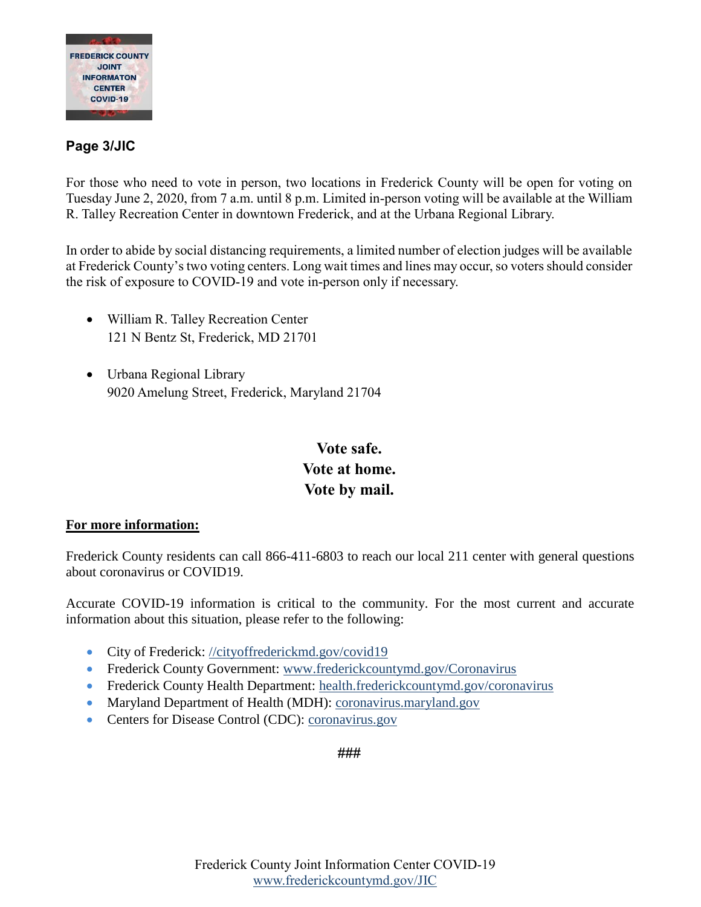**Page 3/JIC**

For those who need to vote in person, two locations in Frederick County will be open for voting on Tuesday June 2, 2020, from 7 a.m. until 8 p.m. Limited in-person voting will be available at the William R. Talley Recreation Center in downtown Frederick, and at the Urbana Regional Library.

In order to abide by social distancing requirements, a limited number of election judges will be available at Frederick County's two voting centers. Long wait times and lines may occur, so voters should consider the risk of exposure to COVID-19 and vote in-person only if necessary.

- William R. Talley Recreation Center
  121 N Bentz St, Frederick, MD 21701

- Urbana Regional Library
  9020 Amelung Street, Frederick, Maryland 21704

**Vote safe.**
**Vote at home.**
**Vote by mail.**

**For more information:**

Frederick County residents can call 866-411-6803 to reach our local 211 center with general questions about coronavirus or COVID19.

Accurate COVID-19 information is critical to the community. For the most current and accurate information about this situation, please refer to the following:

- City of Frederick: //cityoffrederickmd.gov/covid19
- Frederick County Government: www.frederickcountymd.gov/Coronavirus
- Frederick County Health Department: health.frederickcountymd.gov/coronavirus
- Maryland Department of Health (MDH): coronavirus.maryland.gov
- Centers for Disease Control (CDC): coronavirus.gov

###